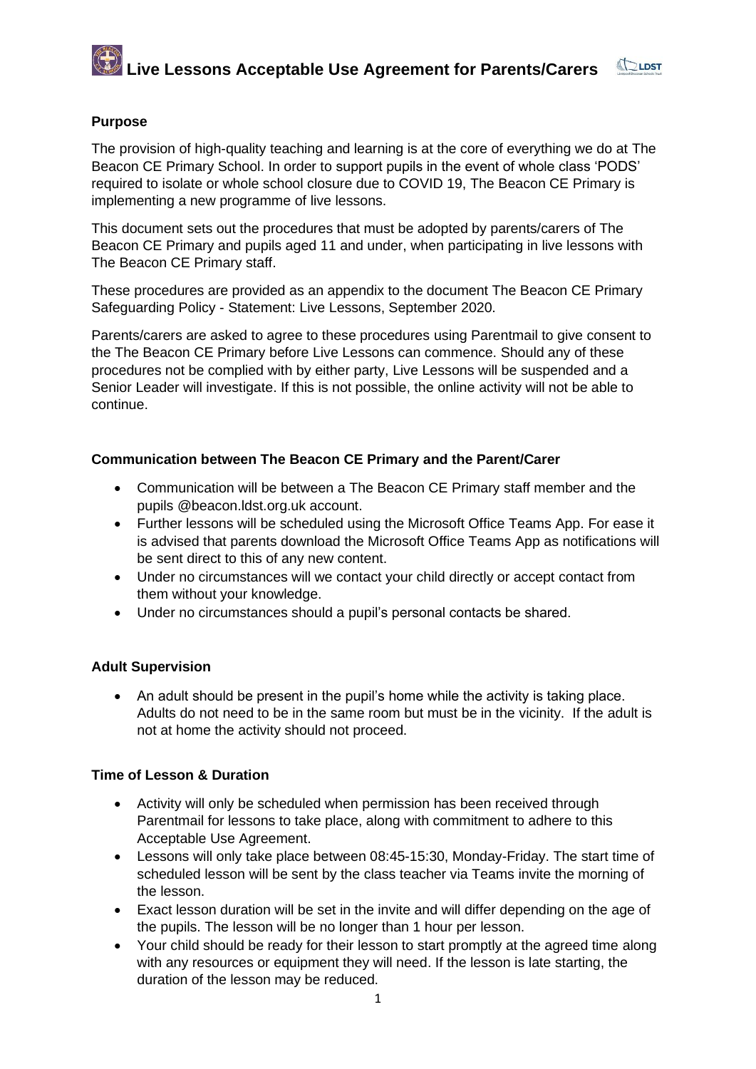# Live Lessons Acceptable Use Agreement for Parents/Carers

**Purpose**

The provision of high-quality teaching and learning is at the core of everything we do at The Beacon CE Primary School. In order to support pupils in the event of whole class 'PODS' required to isolate or whole school closure due to COVID 19, The Beacon CE Primary is implementing a new programme of live lessons.

This document sets out the procedures that must be adopted by parents/carers of The Beacon CE Primary and pupils aged 11 and under, when participating in live lessons with The Beacon CE Primary staff.

These procedures are provided as an appendix to the document The Beacon CE Primary Safeguarding Policy - Statement: Live Lessons, September 2020.

Parents/carers are asked to agree to these procedures using Parentmail to give consent to the The Beacon CE Primary before Live Lessons can commence. Should any of these procedures not be complied with by either party, Live Lessons will be suspended and a Senior Leader will investigate. If this is not possible, the online activity will not be able to continue.

**Communication between The Beacon CE Primary and the Parent/Carer**

- Communication will be between a The Beacon CE Primary staff member and the pupils @beacon.ldst.org.uk account.
- Further lessons will be scheduled using the Microsoft Office Teams App. For ease it is advised that parents download the Microsoft Office Teams App as notifications will be sent direct to this of any new content.
- Under no circumstances will we contact your child directly or accept contact from them without your knowledge.
- Under no circumstances should a pupil's personal contacts be shared.

**Adult Supervision**

- An adult should be present in the pupil's home while the activity is taking place. Adults do not need to be in the same room but must be in the vicinity. If the adult is not at home the activity should not proceed.

**Time of Lesson & Duration**

- Activity will only be scheduled when permission has been received through Parentmail for lessons to take place, along with commitment to adhere to this Acceptable Use Agreement.
- Lessons will only take place between 08:45-15:30, Monday-Friday. The start time of scheduled lesson will be sent by the class teacher via Teams invite the morning of the lesson.
- Exact lesson duration will be set in the invite and will differ depending on the age of the pupils. The lesson will be no longer than 1 hour per lesson.
- Your child should be ready for their lesson to start promptly at the agreed time along with any resources or equipment they will need. If the lesson is late starting, the duration of the lesson may be reduced.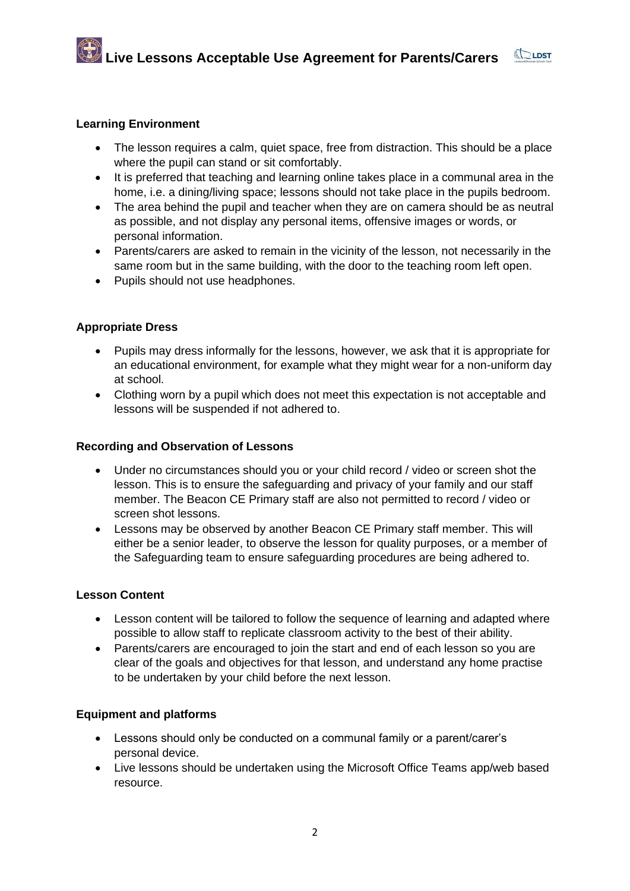## Learning Environment

- The lesson requires a calm, quiet space, free from distraction. This should be a place where the pupil can stand or sit comfortably.
- It is preferred that teaching and learning online takes place in a communal area in the home, i.e. a dining/living space; lessons should not take place in the pupils bedroom.
- The area behind the pupil and teacher when they are on camera should be as neutral as possible, and not display any personal items, offensive images or words, or personal information.
- Parents/carers are asked to remain in the vicinity of the lesson, not necessarily in the same room but in the same building, with the door to the teaching room left open.
- Pupils should not use headphones.

## Appropriate Dress

- Pupils may dress informally for the lessons, however, we ask that it is appropriate for an educational environment, for example what they might wear for a non-uniform day at school.
- Clothing worn by a pupil which does not meet this expectation is not acceptable and lessons will be suspended if not adhered to.

## Recording and Observation of Lessons

- Under no circumstances should you or your child record / video or screen shot the lesson. This is to ensure the safeguarding and privacy of your family and our staff member. The Beacon CE Primary staff are also not permitted to record / video or screen shot lessons.
- Lessons may be observed by another Beacon CE Primary staff member. This will either be a senior leader, to observe the lesson for quality purposes, or a member of the Safeguarding team to ensure safeguarding procedures are being adhered to.

## Lesson Content

- Lesson content will be tailored to follow the sequence of learning and adapted where possible to allow staff to replicate classroom activity to the best of their ability.
- Parents/carers are encouraged to join the start and end of each lesson so you are clear of the goals and objectives for that lesson, and understand any home practise to be undertaken by your child before the next lesson.

## Equipment and platforms

- Lessons should only be conducted on a communal family or a parent/carer's personal device.
- Live lessons should be undertaken using the Microsoft Office Teams app/web based resource.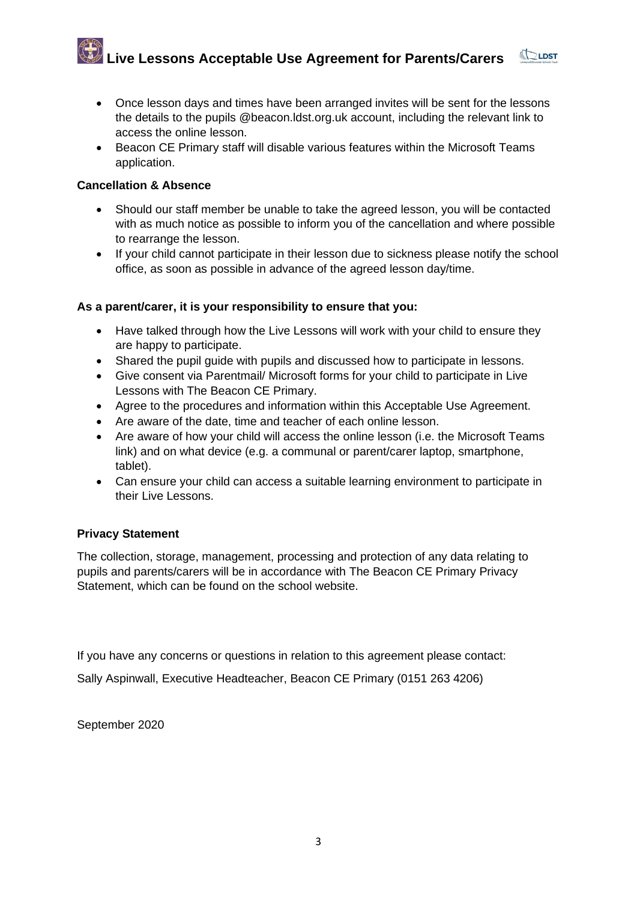- Once lesson days and times have been arranged invites will be sent for the lessons the details to the pupils @beacon.ldst.org.uk account, including the relevant link to access the online lesson.
- Beacon CE Primary staff will disable various features within the Microsoft Teams application.

**Cancellation & Absence**

- Should our staff member be unable to take the agreed lesson, you will be contacted with as much notice as possible to inform you of the cancellation and where possible to rearrange the lesson.
- If your child cannot participate in their lesson due to sickness please notify the school office, as soon as possible in advance of the agreed lesson day/time.

**As a parent/carer, it is your responsibility to ensure that you:**

- Have talked through how the Live Lessons will work with your child to ensure they are happy to participate.
- Shared the pupil guide with pupils and discussed how to participate in lessons.
- Give consent via Parentmail/ Microsoft forms for your child to participate in Live Lessons with The Beacon CE Primary.
- Agree to the procedures and information within this Acceptable Use Agreement.
- Are aware of the date, time and teacher of each online lesson.
- Are aware of how your child will access the online lesson (i.e. the Microsoft Teams link) and on what device (e.g. a communal or parent/carer laptop, smartphone, tablet).
- Can ensure your child can access a suitable learning environment to participate in their Live Lessons.

**Privacy Statement**

The collection, storage, management, processing and protection of any data relating to pupils and parents/carers will be in accordance with The Beacon CE Primary Privacy Statement, which can be found on the school website.

If you have any concerns or questions in relation to this agreement please contact:

Sally Aspinwall, Executive Headteacher, Beacon CE Primary (0151 263 4206)

September 2020